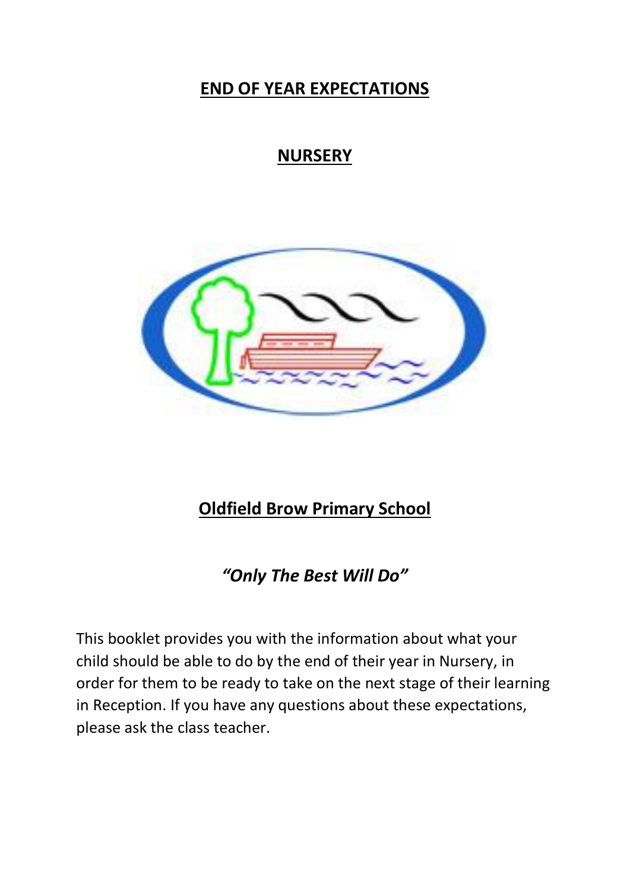# END OF YEAR EXPECTATIONS

## NURSERY

## Oldfield Brow Primary School

### *"Only The Best Will Do"*

This booklet provides you with the information about what your child should be able to do by the end of their year in Nursery, in order for them to be ready to take on the next stage of their learning in Reception. If you have any questions about these expectations, please ask the class teacher.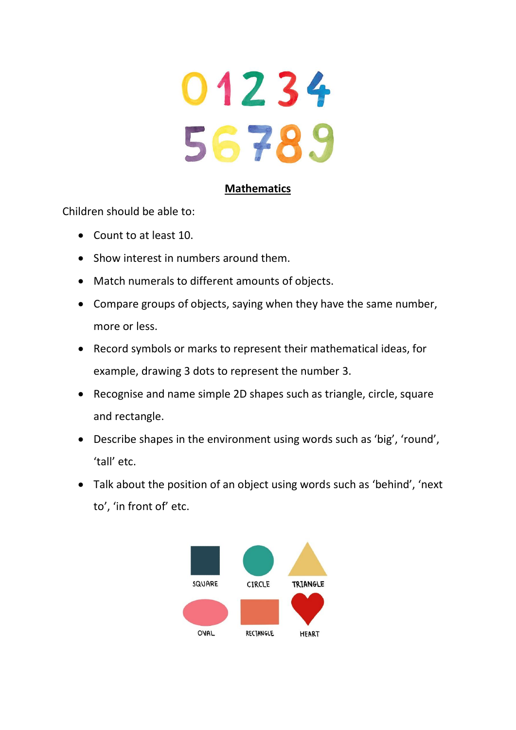## Mathematics

Children should be able to:

- Count to at least 10.
- Show interest in numbers around them.
- Match numerals to different amounts of objects.
- Compare groups of objects, saying when they have the same number, more or less.
- Record symbols or marks to represent their mathematical ideas, for example, drawing 3 dots to represent the number 3.
- Recognise and name simple 2D shapes such as triangle, circle, square and rectangle.
- Describe shapes in the environment using words such as 'big', 'round', 'tall' etc.
- Talk about the position of an object using words such as 'behind', 'next to', 'in front of' etc.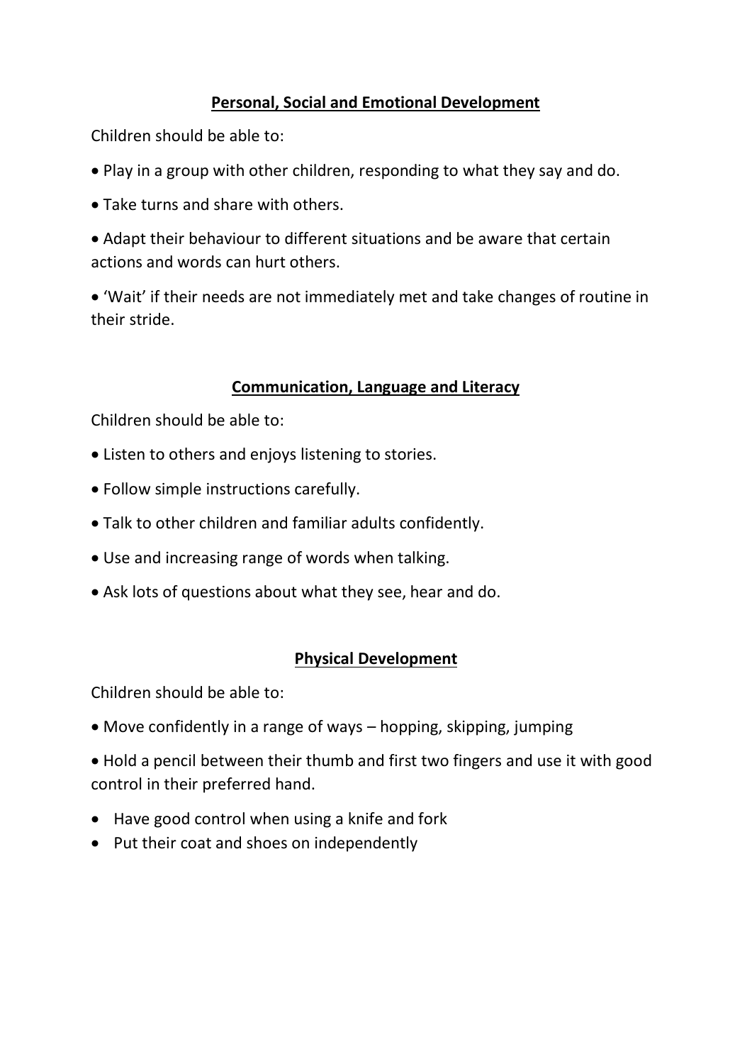## Personal, Social and Emotional Development

Children should be able to:

- Play in a group with other children, responding to what they say and do.
- Take turns and share with others.
- Adapt their behaviour to different situations and be aware that certain actions and words can hurt others.
- 'Wait' if their needs are not immediately met and take changes of routine in their stride.

## Communication, Language and Literacy

Children should be able to:

- Listen to others and enjoys listening to stories.
- Follow simple instructions carefully.
- Talk to other children and familiar adults confidently.
- Use and increasing range of words when talking.
- Ask lots of questions about what they see, hear and do.

## Physical Development

Children should be able to:

- Move confidently in a range of ways – hopping, skipping, jumping
- Hold a pencil between their thumb and first two fingers and use it with good control in their preferred hand.
- Have good control when using a knife and fork
- Put their coat and shoes on independently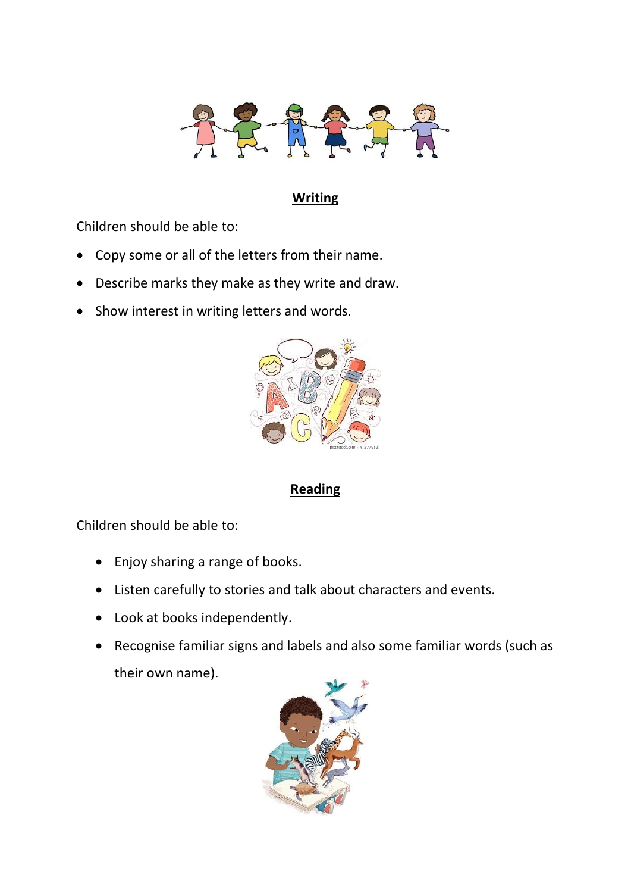## Writing

Children should be able to:

- Copy some or all of the letters from their name.
- Describe marks they make as they write and draw.
- Show interest in writing letters and words.

## Reading

Children should be able to:

- Enjoy sharing a range of books.
- Listen carefully to stories and talk about characters and events.
- Look at books independently.
- Recognise familiar signs and labels and also some familiar words (such as their own name).